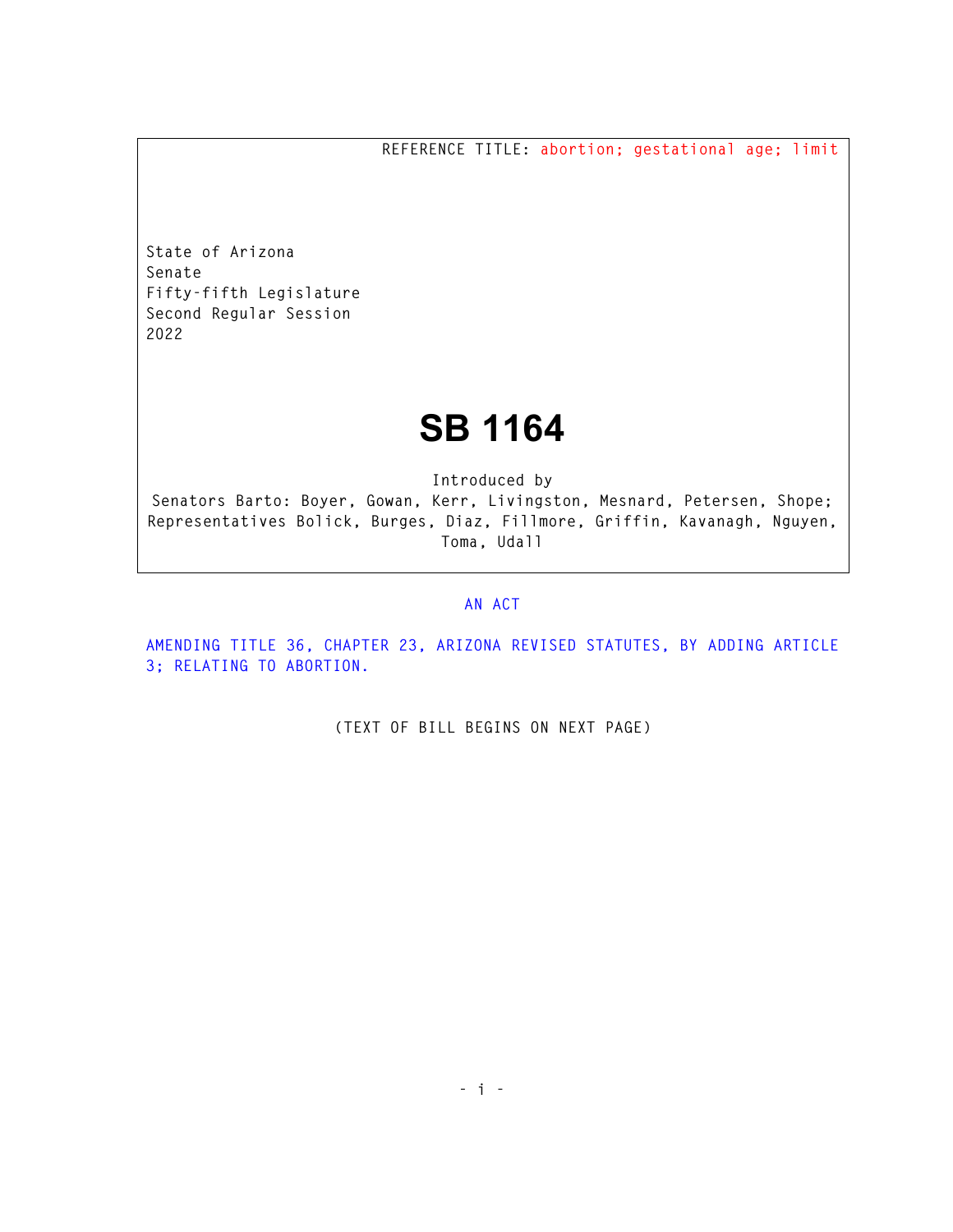REFERENCE TITLE: abortion; gestational age; limit

State of Arizona
Senate
Fifty-fifth Legislature
Second Regular Session
2022

# SB 1164

Introduced by
Senators Barto: Boyer, Gowan, Kerr, Livingston, Mesnard, Petersen, Shope; Representatives Bolick, Burges, Diaz, Fillmore, Griffin, Kavanagh, Nguyen, Toma, Udall

AN ACT

AMENDING TITLE 36, CHAPTER 23, ARIZONA REVISED STATUTES, BY ADDING ARTICLE 3; RELATING TO ABORTION.

(TEXT OF BILL BEGINS ON NEXT PAGE)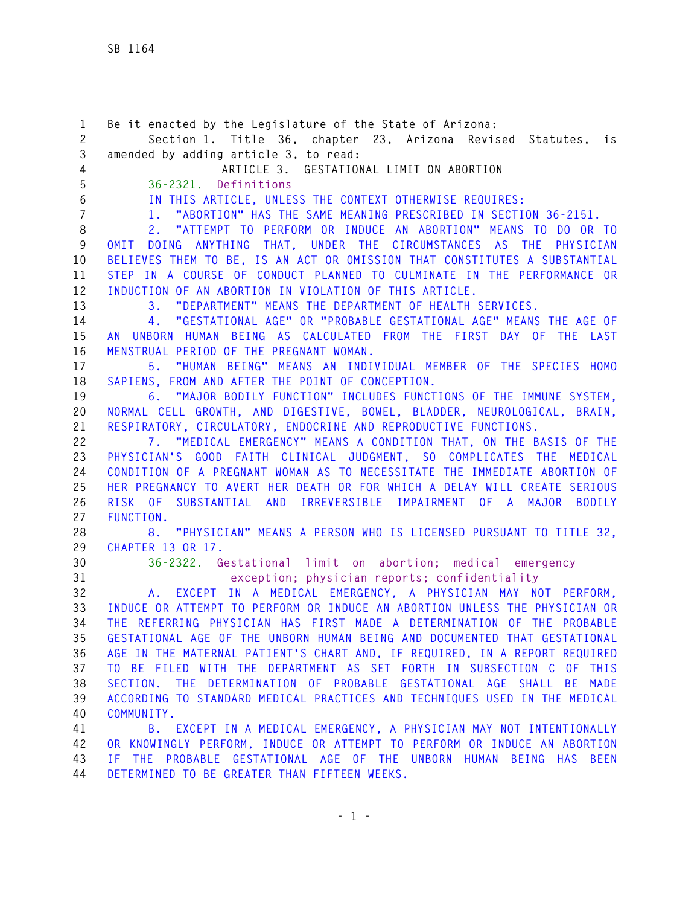Be it enacted by the Legislature of the State of Arizona:

Section 1. Title 36, chapter 23, Arizona Revised Statutes, is amended by adding article 3, to read:

ARTICLE 3. GESTATIONAL LIMIT ON ABORTION

36-2321. Definitions

IN THIS ARTICLE, UNLESS THE CONTEXT OTHERWISE REQUIRES:

1. "ABORTION" HAS THE SAME MEANING PRESCRIBED IN SECTION 36-2151.

2. "ATTEMPT TO PERFORM OR INDUCE AN ABORTION" MEANS TO DO OR TO OMIT DOING ANYTHING THAT, UNDER THE CIRCUMSTANCES AS THE PHYSICIAN BELIEVES THEM TO BE, IS AN ACT OR OMISSION THAT CONSTITUTES A SUBSTANTIAL STEP IN A COURSE OF CONDUCT PLANNED TO CULMINATE IN THE PERFORMANCE OR INDUCTION OF AN ABORTION IN VIOLATION OF THIS ARTICLE.

3. "DEPARTMENT" MEANS THE DEPARTMENT OF HEALTH SERVICES.

4. "GESTATIONAL AGE" OR "PROBABLE GESTATIONAL AGE" MEANS THE AGE OF AN UNBORN HUMAN BEING AS CALCULATED FROM THE FIRST DAY OF THE LAST MENSTRUAL PERIOD OF THE PREGNANT WOMAN.

5. "HUMAN BEING" MEANS AN INDIVIDUAL MEMBER OF THE SPECIES HOMO SAPIENS, FROM AND AFTER THE POINT OF CONCEPTION.

6. "MAJOR BODILY FUNCTION" INCLUDES FUNCTIONS OF THE IMMUNE SYSTEM, NORMAL CELL GROWTH, AND DIGESTIVE, BOWEL, BLADDER, NEUROLOGICAL, BRAIN, RESPIRATORY, CIRCULATORY, ENDOCRINE AND REPRODUCTIVE FUNCTIONS.

7. "MEDICAL EMERGENCY" MEANS A CONDITION THAT, ON THE BASIS OF THE PHYSICIAN'S GOOD FAITH CLINICAL JUDGMENT, SO COMPLICATES THE MEDICAL CONDITION OF A PREGNANT WOMAN AS TO NECESSITATE THE IMMEDIATE ABORTION OF HER PREGNANCY TO AVERT HER DEATH OR FOR WHICH A DELAY WILL CREATE SERIOUS RISK OF SUBSTANTIAL AND IRREVERSIBLE IMPAIRMENT OF A MAJOR BODILY FUNCTION.

8. "PHYSICIAN" MEANS A PERSON WHO IS LICENSED PURSUANT TO TITLE 32, CHAPTER 13 OR 17.

36-2322. Gestational limit on abortion; medical emergency exception; physician reports; confidentiality

A. EXCEPT IN A MEDICAL EMERGENCY, A PHYSICIAN MAY NOT PERFORM, INDUCE OR ATTEMPT TO PERFORM OR INDUCE AN ABORTION UNLESS THE PHYSICIAN OR THE REFERRING PHYSICIAN HAS FIRST MADE A DETERMINATION OF THE PROBABLE GESTATIONAL AGE OF THE UNBORN HUMAN BEING AND DOCUMENTED THAT GESTATIONAL AGE IN THE MATERNAL PATIENT'S CHART AND, IF REQUIRED, IN A REPORT REQUIRED TO BE FILED WITH THE DEPARTMENT AS SET FORTH IN SUBSECTION C OF THIS SECTION. THE DETERMINATION OF PROBABLE GESTATIONAL AGE SHALL BE MADE ACCORDING TO STANDARD MEDICAL PRACTICES AND TECHNIQUES USED IN THE MEDICAL COMMUNITY.

B. EXCEPT IN A MEDICAL EMERGENCY, A PHYSICIAN MAY NOT INTENTIONALLY OR KNOWINGLY PERFORM, INDUCE OR ATTEMPT TO PERFORM OR INDUCE AN ABORTION IF THE PROBABLE GESTATIONAL AGE OF THE UNBORN HUMAN BEING HAS BEEN DETERMINED TO BE GREATER THAN FIFTEEN WEEKS.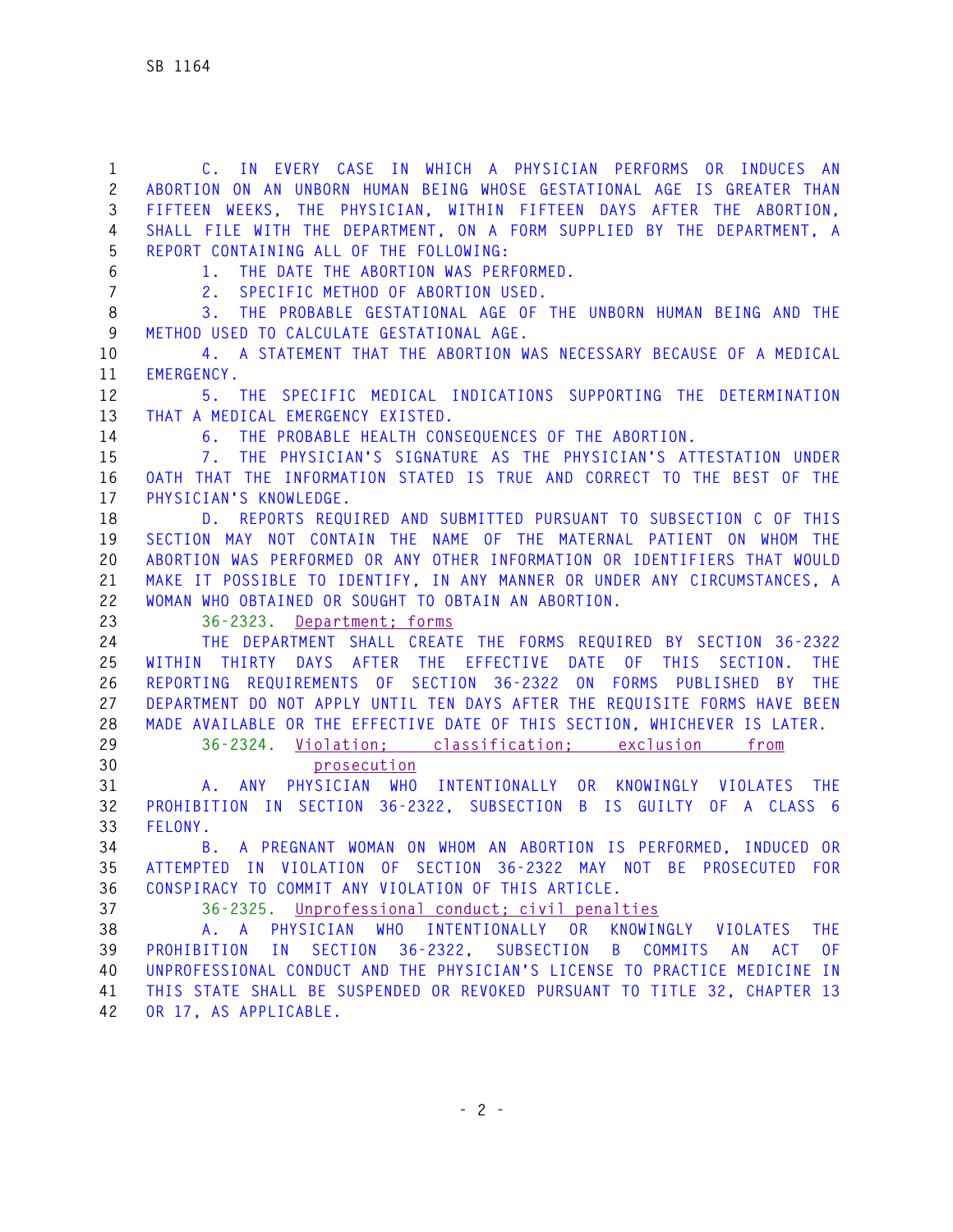C. IN EVERY CASE IN WHICH A PHYSICIAN PERFORMS OR INDUCES AN ABORTION ON AN UNBORN HUMAN BEING WHOSE GESTATIONAL AGE IS GREATER THAN FIFTEEN WEEKS, THE PHYSICIAN, WITHIN FIFTEEN DAYS AFTER THE ABORTION, SHALL FILE WITH THE DEPARTMENT, ON A FORM SUPPLIED BY THE DEPARTMENT, A REPORT CONTAINING ALL OF THE FOLLOWING:

1. THE DATE THE ABORTION WAS PERFORMED.
2. SPECIFIC METHOD OF ABORTION USED.
3. THE PROBABLE GESTATIONAL AGE OF THE UNBORN HUMAN BEING AND THE METHOD USED TO CALCULATE GESTATIONAL AGE.
4. A STATEMENT THAT THE ABORTION WAS NECESSARY BECAUSE OF A MEDICAL EMERGENCY.
5. THE SPECIFIC MEDICAL INDICATIONS SUPPORTING THE DETERMINATION THAT A MEDICAL EMERGENCY EXISTED.
6. THE PROBABLE HEALTH CONSEQUENCES OF THE ABORTION.
7. THE PHYSICIAN'S SIGNATURE AS THE PHYSICIAN'S ATTESTATION UNDER OATH THAT THE INFORMATION STATED IS TRUE AND CORRECT TO THE BEST OF THE PHYSICIAN'S KNOWLEDGE.

D. REPORTS REQUIRED AND SUBMITTED PURSUANT TO SUBSECTION C OF THIS SECTION MAY NOT CONTAIN THE NAME OF THE MATERNAL PATIENT ON WHOM THE ABORTION WAS PERFORMED OR ANY OTHER INFORMATION OR IDENTIFIERS THAT WOULD MAKE IT POSSIBLE TO IDENTIFY, IN ANY MANNER OR UNDER ANY CIRCUMSTANCES, A WOMAN WHO OBTAINED OR SOUGHT TO OBTAIN AN ABORTION.

36-2323. Department; forms

THE DEPARTMENT SHALL CREATE THE FORMS REQUIRED BY SECTION 36-2322 WITHIN THIRTY DAYS AFTER THE EFFECTIVE DATE OF THIS SECTION. THE REPORTING REQUIREMENTS OF SECTION 36-2322 ON FORMS PUBLISHED BY THE DEPARTMENT DO NOT APPLY UNTIL TEN DAYS AFTER THE REQUISITE FORMS HAVE BEEN MADE AVAILABLE OR THE EFFECTIVE DATE OF THIS SECTION, WHICHEVER IS LATER.

36-2324. Violation; classification; exclusion from prosecution

A. ANY PHYSICIAN WHO INTENTIONALLY OR KNOWINGLY VIOLATES THE PROHIBITION IN SECTION 36-2322, SUBSECTION B IS GUILTY OF A CLASS 6 FELONY.

B. A PREGNANT WOMAN ON WHOM AN ABORTION IS PERFORMED, INDUCED OR ATTEMPTED IN VIOLATION OF SECTION 36-2322 MAY NOT BE PROSECUTED FOR CONSPIRACY TO COMMIT ANY VIOLATION OF THIS ARTICLE.

36-2325. Unprofessional conduct; civil penalties

A. A PHYSICIAN WHO INTENTIONALLY OR KNOWINGLY VIOLATES THE PROHIBITION IN SECTION 36-2322, SUBSECTION B COMMITS AN ACT OF UNPROFESSIONAL CONDUCT AND THE PHYSICIAN'S LICENSE TO PRACTICE MEDICINE IN THIS STATE SHALL BE SUSPENDED OR REVOKED PURSUANT TO TITLE 32, CHAPTER 13 OR 17, AS APPLICABLE.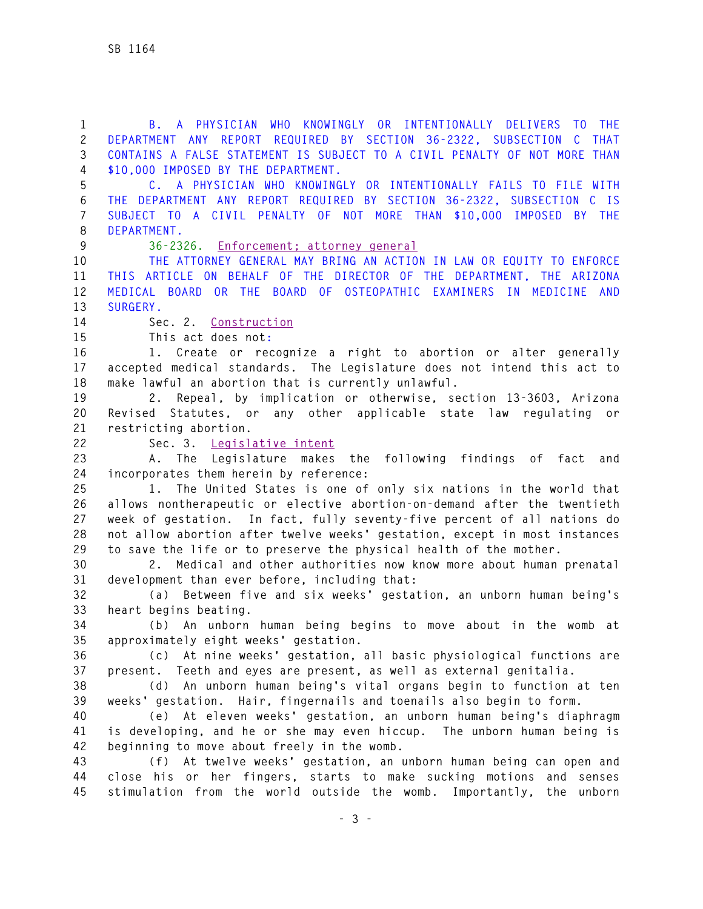B. A PHYSICIAN WHO KNOWINGLY OR INTENTIONALLY DELIVERS TO THE DEPARTMENT ANY REPORT REQUIRED BY SECTION 36-2322, SUBSECTION C THAT CONTAINS A FALSE STATEMENT IS SUBJECT TO A CIVIL PENALTY OF NOT MORE THAN $10,000 IMPOSED BY THE DEPARTMENT.

C. A PHYSICIAN WHO KNOWINGLY OR INTENTIONALLY FAILS TO FILE WITH THE DEPARTMENT ANY REPORT REQUIRED BY SECTION 36-2322, SUBSECTION C IS SUBJECT TO A CIVIL PENALTY OF NOT MORE THAN $10,000 IMPOSED BY THE DEPARTMENT.

36-2326. Enforcement; attorney general

THE ATTORNEY GENERAL MAY BRING AN ACTION IN LAW OR EQUITY TO ENFORCE THIS ARTICLE ON BEHALF OF THE DIRECTOR OF THE DEPARTMENT, THE ARIZONA MEDICAL BOARD OR THE BOARD OF OSTEOPATHIC EXAMINERS IN MEDICINE AND SURGERY.

Sec. 2. Construction

This act does not:

1. Create or recognize a right to abortion or alter generally accepted medical standards. The Legislature does not intend this act to make lawful an abortion that is currently unlawful.

2. Repeal, by implication or otherwise, section 13-3603, Arizona Revised Statutes, or any other applicable state law regulating or restricting abortion.

Sec. 3. Legislative intent

A. The Legislature makes the following findings of fact and incorporates them herein by reference:

1. The United States is one of only six nations in the world that allows nontherapeutic or elective abortion-on-demand after the twentieth week of gestation. In fact, fully seventy-five percent of all nations do not allow abortion after twelve weeks' gestation, except in most instances to save the life or to preserve the physical health of the mother.

2. Medical and other authorities now know more about human prenatal development than ever before, including that:

(a) Between five and six weeks' gestation, an unborn human being's heart begins beating.

(b) An unborn human being begins to move about in the womb at approximately eight weeks' gestation.

(c) At nine weeks' gestation, all basic physiological functions are present. Teeth and eyes are present, as well as external genitalia.

(d) An unborn human being's vital organs begin to function at ten weeks' gestation. Hair, fingernails and toenails also begin to form.

(e) At eleven weeks' gestation, an unborn human being's diaphragm is developing, and he or she may even hiccup. The unborn human being is beginning to move about freely in the womb.

(f) At twelve weeks' gestation, an unborn human being can open and close his or her fingers, starts to make sucking motions and senses stimulation from the world outside the womb. Importantly, the unborn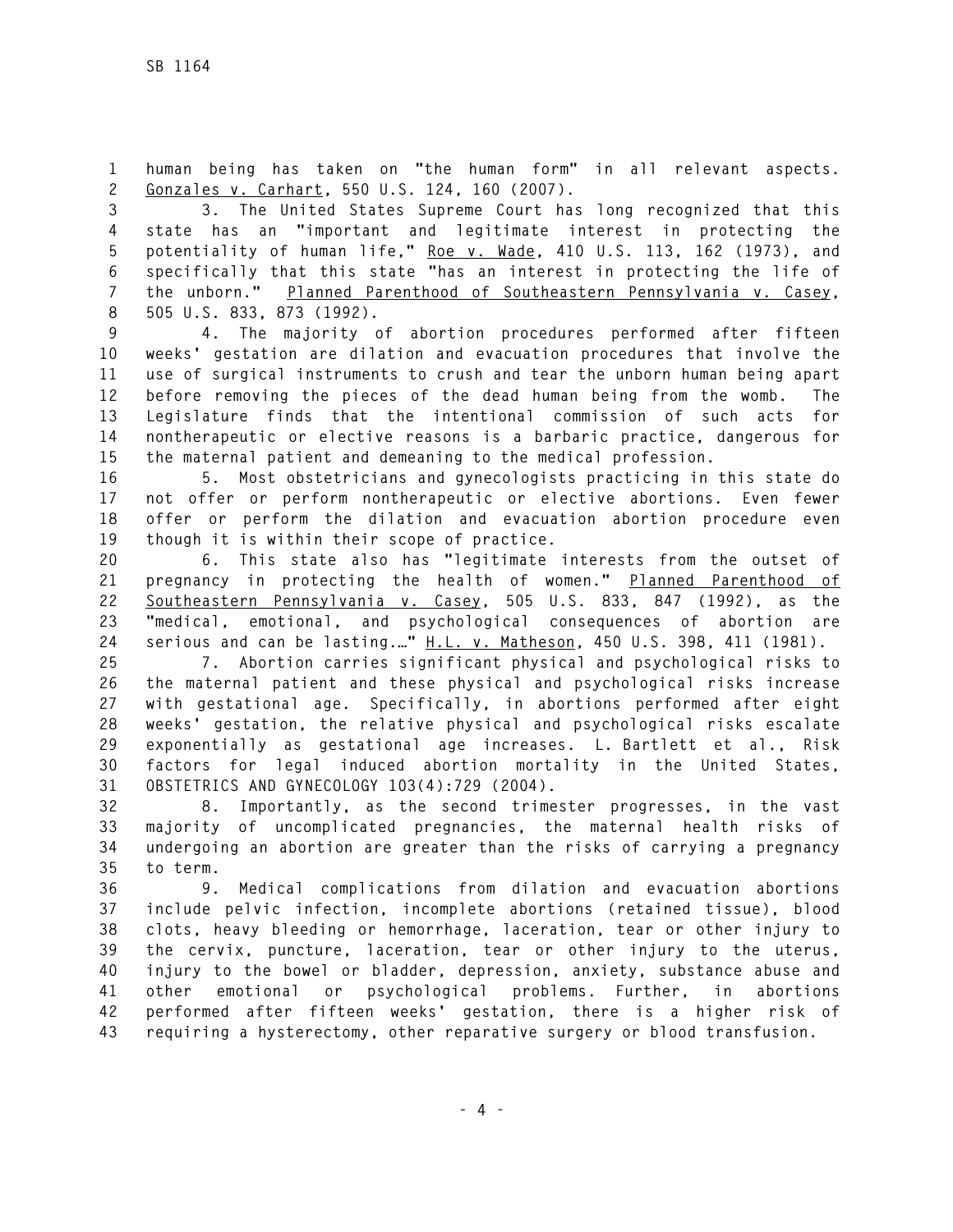human being has taken on "the human form" in all relevant aspects. Gonzales v. Carhart, 550 U.S. 124, 160 (2007).

3. The United States Supreme Court has long recognized that this state has an "important and legitimate interest in protecting the potentiality of human life," Roe v. Wade, 410 U.S. 113, 162 (1973), and specifically that this state "has an interest in protecting the life of the unborn." Planned Parenthood of Southeastern Pennsylvania v. Casey, 505 U.S. 833, 873 (1992).

4. The majority of abortion procedures performed after fifteen weeks' gestation are dilation and evacuation procedures that involve the use of surgical instruments to crush and tear the unborn human being apart before removing the pieces of the dead human being from the womb. The Legislature finds that the intentional commission of such acts for nontherapeutic or elective reasons is a barbaric practice, dangerous for the maternal patient and demeaning to the medical profession.

5. Most obstetricians and gynecologists practicing in this state do not offer or perform nontherapeutic or elective abortions. Even fewer offer or perform the dilation and evacuation abortion procedure even though it is within their scope of practice.

6. This state also has "legitimate interests from the outset of pregnancy in protecting the health of women." Planned Parenthood of Southeastern Pennsylvania v. Casey, 505 U.S. 833, 847 (1992), as the "medical, emotional, and psychological consequences of abortion are serious and can be lasting…" H.L. v. Matheson, 450 U.S. 398, 411 (1981).

7. Abortion carries significant physical and psychological risks to the maternal patient and these physical and psychological risks increase with gestational age. Specifically, in abortions performed after eight weeks' gestation, the relative physical and psychological risks escalate exponentially as gestational age increases. L. Bartlett et al., Risk factors for legal induced abortion mortality in the United States, OBSTETRICS AND GYNECOLOGY 103(4):729 (2004).

8. Importantly, as the second trimester progresses, in the vast majority of uncomplicated pregnancies, the maternal health risks of undergoing an abortion are greater than the risks of carrying a pregnancy to term.

9. Medical complications from dilation and evacuation abortions include pelvic infection, incomplete abortions (retained tissue), blood clots, heavy bleeding or hemorrhage, laceration, tear or other injury to the cervix, puncture, laceration, tear or other injury to the uterus, injury to the bowel or bladder, depression, anxiety, substance abuse and other emotional or psychological problems. Further, in abortions performed after fifteen weeks' gestation, there is a higher risk of requiring a hysterectomy, other reparative surgery or blood transfusion.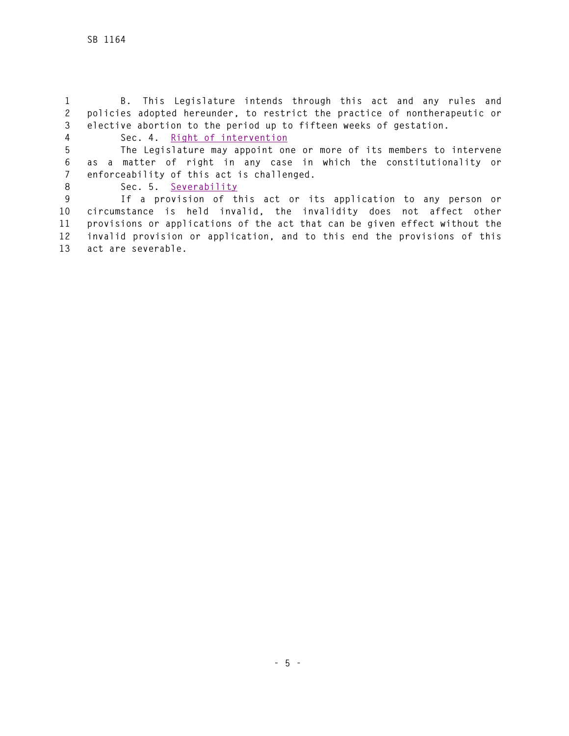B. This Legislature intends through this act and any rules and policies adopted hereunder, to restrict the practice of nontherapeutic or elective abortion to the period up to fifteen weeks of gestation.

Sec. 4. Right of intervention

The Legislature may appoint one or more of its members to intervene as a matter of right in any case in which the constitutionality or enforceability of this act is challenged.

Sec. 5. Severability

If a provision of this act or its application to any person or circumstance is held invalid, the invalidity does not affect other provisions or applications of the act that can be given effect without the invalid provision or application, and to this end the provisions of this act are severable.